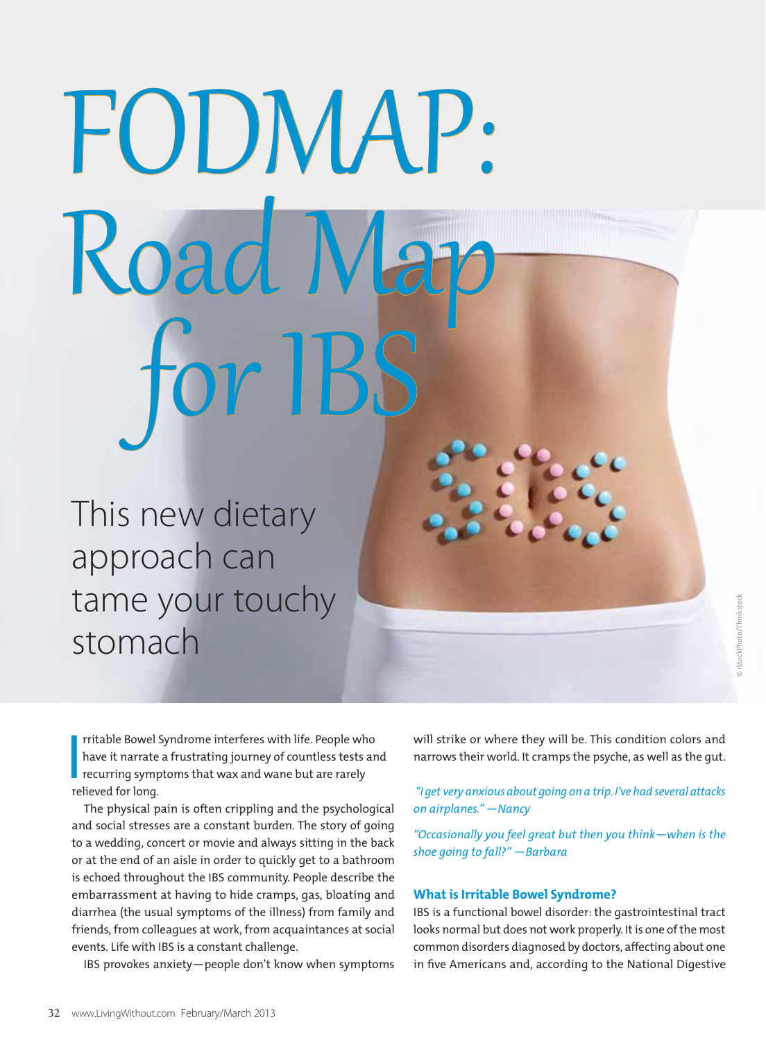# FODMAP: Road Map for IBS

## This new dietary approach can tame your touchy stomach

Irritable Bowel Syndrome interferes with life. People who have it narrate a frustrating journey of countless tests and recurring symptoms that wax and wane but are rarely relieved for long.

The physical pain is often crippling and the psychological and social stresses are a constant burden. The story of going to a wedding, concert or movie and always sitting in the back or at the end of an aisle in order to quickly get to a bathroom is echoed throughout the IBS community. People describe the embarrassment at having to hide cramps, gas, bloating and diarrhea (the usual symptoms of the illness) from family and friends, from colleagues at work, from acquaintances at social events. Life with IBS is a constant challenge.

IBS provokes anxiety—people don't know when symptoms will strike or where they will be. This condition colors and narrows their world. It cramps the psyche, as well as the gut.

*"I get very anxious about going on a trip. I've had several attacks on airplanes." —Nancy*

*"Occasionally you feel great but then you think—when is the shoe going to fall?" —Barbara*

### What is Irritable Bowel Syndrome?

IBS is a functional bowel disorder: the gastrointestinal tract looks normal but does not work properly. It is one of the most common disorders diagnosed by doctors, affecting about one in five Americans and, according to the National Digestive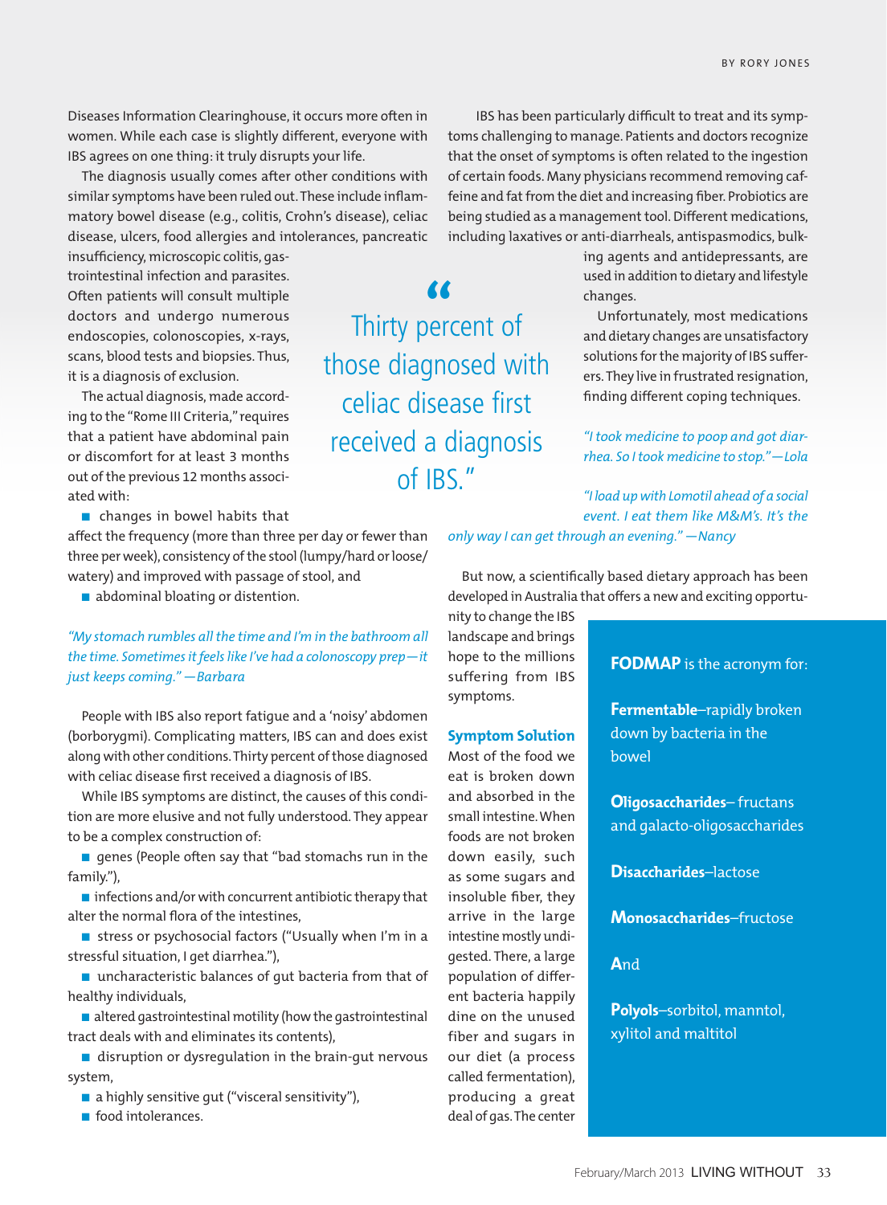Diseases Information Clearinghouse, it occurs more often in women. While each case is slightly different, everyone with IBS agrees on one thing: it truly disrupts your life.

The diagnosis usually comes after other conditions with similar symptoms have been ruled out. These include inflammatory bowel disease (e.g., colitis, Crohn's disease), celiac disease, ulcers, food allergies and intolerances, pancreatic insufficiency, microscopic colitis, gastrointestinal infection and parasites. Often patients will consult multiple doctors and undergo numerous endoscopies, colonoscopies, x-rays, scans, blood tests and biopsies. Thus, it is a diagnosis of exclusion.

The actual diagnosis, made according to the "Rome III Criteria," requires that a patient have abdominal pain or discomfort for at least 3 months out of the previous 12 months associated with:

- changes in bowel habits that affect the frequency (more than three per day or fewer than three per week), consistency of the stool (lumpy/hard or loose/watery) and improved with passage of stool, and
- abdominal bloating or distention.

*"My stomach rumbles all the time and I'm in the bathroom all the time. Sometimes it feels like I've had a colonoscopy prep—it just keeps coming." —Barbara*

People with IBS also report fatigue and a 'noisy' abdomen (borborygmi). Complicating matters, IBS can and does exist along with other conditions. Thirty percent of those diagnosed with celiac disease first received a diagnosis of IBS.

> "Thirty percent of those diagnosed with celiac disease first received a diagnosis of IBS."

While IBS symptoms are distinct, the causes of this condition are more elusive and not fully understood. They appear to be a complex construction of:

- genes (People often say that "bad stomachs run in the family."),
- infections and/or with concurrent antibiotic therapy that alter the normal flora of the intestines,
- stress or psychosocial factors ("Usually when I'm in a stressful situation, I get diarrhea."),
- uncharacteristic balances of gut bacteria from that of healthy individuals,
- altered gastrointestinal motility (how the gastrointestinal tract deals with and eliminates its contents),
- disruption or dysregulation in the brain-gut nervous system,
- a highly sensitive gut ("visceral sensitivity"),
- food intolerances.

IBS has been particularly difficult to treat and its symptoms challenging to manage. Patients and doctors recognize that the onset of symptoms is often related to the ingestion of certain foods. Many physicians recommend removing caffeine and fat from the diet and increasing fiber. Probiotics are being studied as a management tool. Different medications, including laxatives or anti-diarrheals, antispasmodics, bulking agents and antidepressants, are used in addition to dietary and lifestyle changes.

Unfortunately, most medications and dietary changes are unsatisfactory solutions for the majority of IBS sufferers. They live in frustrated resignation, finding different coping techniques.

*"I took medicine to poop and got diarrhea. So I took medicine to stop." —Lola*

*"I load up with Lomotil ahead of a social event. I eat them like M&M's. It's the only way I can get through an evening." —Nancy*

But now, a scientifically based dietary approach has been developed in Australia that offers a new and exciting opportunity to change the IBS landscape and brings hope to the millions suffering from IBS symptoms.

### Symptom Solution

Most of the food we eat is broken down and absorbed in the small intestine. When foods are not broken down easily, such as some sugars and insoluble fiber, they arrive in the large intestine mostly undigested. There, a large population of different bacteria happily dine on the unused fiber and sugars in our diet (a process called fermentation), producing a great deal of gas. The center

---

**FODMAP** is the acronym for:

**Fermentable**–rapidly broken down by bacteria in the bowel

**Oligosaccharides**– fructans and galacto-oligosaccharides

**Disaccharides**–lactose

**Monosaccharides**–fructose

**And**

**Polyols**–sorbitol, manntol, xylitol and maltitol

---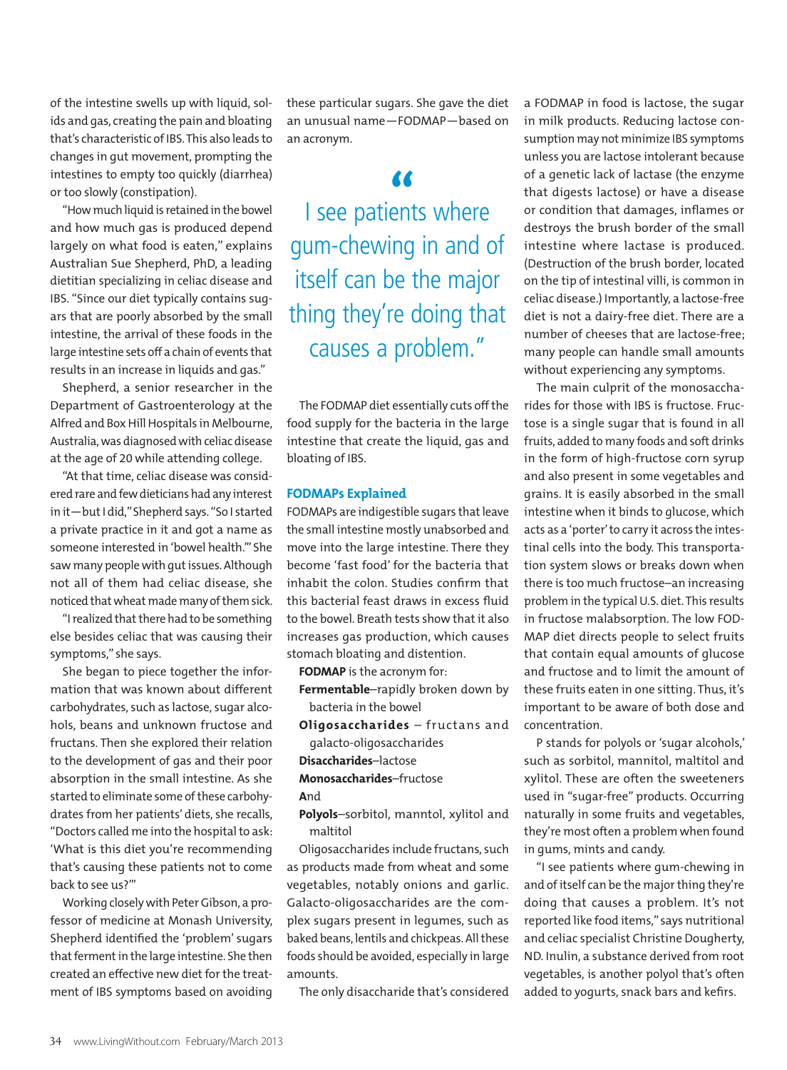of the intestine swells up with liquid, solids and gas, creating the pain and bloating that's characteristic of IBS. This also leads to changes in gut movement, prompting the intestines to empty too quickly (diarrhea) or too slowly (constipation).

"How much liquid is retained in the bowel and how much gas is produced depend largely on what food is eaten," explains Australian Sue Shepherd, PhD, a leading dietitian specializing in celiac disease and IBS. "Since our diet typically contains sugars that are poorly absorbed by the small intestine, the arrival of these foods in the large intestine sets off a chain of events that results in an increase in liquids and gas."

Shepherd, a senior researcher in the Department of Gastroenterology at the Alfred and Box Hill Hospitals in Melbourne, Australia, was diagnosed with celiac disease at the age of 20 while attending college.

"At that time, celiac disease was considered rare and few dieticians had any interest in it—but I did," Shepherd says. "So I started a private practice in it and got a name as someone interested in 'bowel health.'" She saw many people with gut issues. Although not all of them had celiac disease, she noticed that wheat made many of them sick.

"I realized that there had to be something else besides celiac that was causing their symptoms," she says.

She began to piece together the information that was known about different carbohydrates, such as lactose, sugar alcohols, beans and unknown fructose and fructans. Then she explored their relation to the development of gas and their poor absorption in the small intestine. As she started to eliminate some of these carbohydrates from her patients' diets, she recalls, "Doctors called me into the hospital to ask: 'What is this diet you're recommending that's causing these patients not to come back to see us?'"

Working closely with Peter Gibson, a professor of medicine at Monash University, Shepherd identified the 'problem' sugars that ferment in the large intestine. She then created an effective new diet for the treatment of IBS symptoms based on avoiding these particular sugars. She gave the diet an unusual name—FODMAP—based on an acronym.

> "I see patients where gum-chewing in and of itself can be the major thing they're doing that causes a problem."

The FODMAP diet essentially cuts off the food supply for the bacteria in the large intestine that create the liquid, gas and bloating of IBS.

### FODMAPs Explained

FODMAPs are indigestible sugars that leave the small intestine mostly unabsorbed and move into the large intestine. There they become 'fast food' for the bacteria that inhabit the colon. Studies confirm that this bacterial feast draws in excess fluid to the bowel. Breath tests show that it also increases gas production, which causes stomach bloating and distention.

**FODMAP** is the acronym for:

- **F**ermentable–rapidly broken down by bacteria in the bowel
- **O**ligosaccharides – fructans and galacto-oligosaccharides
- **D**isaccharides–lactose
- **M**onosaccharides–fructose
- **A**nd
- **P**olyols–sorbitol, manntol, xylitol and maltitol

Oligosaccharides include fructans, such as products made from wheat and some vegetables, notably onions and garlic. Galacto-oligosaccharides are the complex sugars present in legumes, such as baked beans, lentils and chickpeas. All these foods should be avoided, especially in large amounts.

The only disaccharide that's considered a FODMAP in food is lactose, the sugar in milk products. Reducing lactose consumption may not minimize IBS symptoms unless you are lactose intolerant because of a genetic lack of lactase (the enzyme that digests lactose) or have a disease or condition that damages, inflames or destroys the brush border of the small intestine where lactase is produced. (Destruction of the brush border, located on the tip of intestinal villi, is common in celiac disease.) Importantly, a lactose-free diet is not a dairy-free diet. There are a number of cheeses that are lactose-free; many people can handle small amounts without experiencing any symptoms.

The main culprit of the monosaccharides for those with IBS is fructose. Fructose is a single sugar that is found in all fruits, added to many foods and soft drinks in the form of high-fructose corn syrup and also present in some vegetables and grains. It is easily absorbed in the small intestine when it binds to glucose, which acts as a 'porter' to carry it across the intestinal cells into the body. This transportation system slows or breaks down when there is too much fructose–an increasing problem in the typical U.S. diet. This results in fructose malabsorption. The low FODMAP diet directs people to select fruits that contain equal amounts of glucose and fructose and to limit the amount of these fruits eaten in one sitting. Thus, it's important to be aware of both dose and concentration.

P stands for polyols or 'sugar alcohols,' such as sorbitol, mannitol, maltitol and xylitol. These are often the sweeteners used in "sugar-free" products. Occurring naturally in some fruits and vegetables, they're most often a problem when found in gums, mints and candy.

"I see patients where gum-chewing in and of itself can be the major thing they're doing that causes a problem. It's not reported like food items," says nutritional and celiac specialist Christine Dougherty, ND. Inulin, a substance derived from root vegetables, is another polyol that's often added to yogurts, snack bars and kefirs.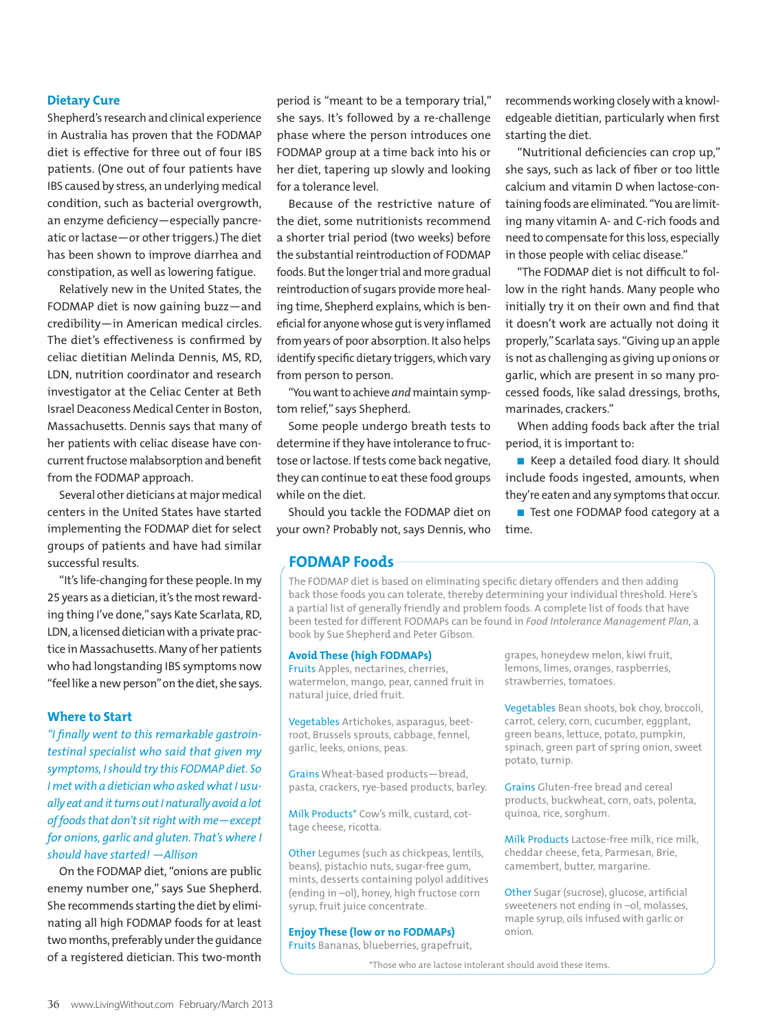### Dietary Cure

Shepherd's research and clinical experience in Australia has proven that the FODMAP diet is effective for three out of four IBS patients. (One out of four patients have IBS caused by stress, an underlying medical condition, such as bacterial overgrowth, an enzyme deficiency—especially pancreatic or lactase—or other triggers.) The diet has been shown to improve diarrhea and constipation, as well as lowering fatigue.

Relatively new in the United States, the FODMAP diet is now gaining buzz—and credibility—in American medical circles. The diet's effectiveness is confirmed by celiac dietitian Melinda Dennis, MS, RD, LDN, nutrition coordinator and research investigator at the Celiac Center at Beth Israel Deaconess Medical Center in Boston, Massachusetts. Dennis says that many of her patients with celiac disease have concurrent fructose malabsorption and benefit from the FODMAP approach.

Several other dieticians at major medical centers in the United States have started implementing the FODMAP diet for select groups of patients and have had similar successful results.

"It's life-changing for these people. In my 25 years as a dietician, it's the most rewarding thing I've done," says Kate Scarlata, RD, LDN, a licensed dietician with a private practice in Massachusetts. Many of her patients who had longstanding IBS symptoms now "feel like a new person" on the diet, she says.

### Where to Start

*"I finally went to this remarkable gastrointestinal specialist who said that given my symptoms, I should try this FODMAP diet. So I met with a dietician who asked what I usually eat and it turns out I naturally avoid a lot of foods that don't sit right with me—except for onions, garlic and gluten. That's where I should have started! —Allison*

On the FODMAP diet, "onions are public enemy number one," says Sue Shepherd. She recommends starting the diet by eliminating all high FODMAP foods for at least two months, preferably under the guidance of a registered dietician. This two-month period is "meant to be a temporary trial," she says. It's followed by a re-challenge phase where the person introduces one FODMAP group at a time back into his or her diet, tapering up slowly and looking for a tolerance level.

Because of the restrictive nature of the diet, some nutritionists recommend a shorter trial period (two weeks) before the substantial reintroduction of FODMAP foods. But the longer trial and more gradual reintroduction of sugars provide more healing time, Shepherd explains, which is beneficial for anyone whose gut is very inflamed from years of poor absorption. It also helps identify specific dietary triggers, which vary from person to person.

"You want to achieve *and* maintain symptom relief," says Shepherd.

Some people undergo breath tests to determine if they have intolerance to fructose or lactose. If tests come back negative, they can continue to eat these food groups while on the diet.

Should you tackle the FODMAP diet on your own? Probably not, says Dennis, who recommends working closely with a knowledgeable dietitian, particularly when first starting the diet.

"Nutritional deficiencies can crop up," she says, such as lack of fiber or too little calcium and vitamin D when lactose-containing foods are eliminated. "You are limiting many vitamin A- and C-rich foods and need to compensate for this loss, especially in those people with celiac disease."

"The FODMAP diet is not difficult to follow in the right hands. Many people who initially try it on their own and find that it doesn't work are actually not doing it properly," Scarlata says. "Giving up an apple is not as challenging as giving up onions or garlic, which are present in so many processed foods, like salad dressings, broths, marinades, crackers."

When adding foods back after the trial period, it is important to:

- Keep a detailed food diary. It should include foods ingested, amounts, when they're eaten and any symptoms that occur.
- Test one FODMAP food category at a time.

## FODMAP Foods

The FODMAP diet is based on eliminating specific dietary offenders and then adding back those foods you can tolerate, thereby determining your individual threshold. Here's a partial list of generally friendly and problem foods. A complete list of foods that have been tested for different FODMAPs can be found in *Food Intolerance Management Plan*, a book by Sue Shepherd and Peter Gibson.

### Avoid These (high FODMAPs)

**Fruits** Apples, nectarines, cherries, watermelon, mango, pear, canned fruit in natural juice, dried fruit.

**Vegetables** Artichokes, asparagus, beetroot, Brussels sprouts, cabbage, fennel, garlic, leeks, onions, peas.

**Grains** Wheat-based products—bread, pasta, crackers, rye-based products, barley.

**Milk Products*** Cow's milk, custard, cottage cheese, ricotta.

**Other** Legumes (such as chickpeas, lentils, beans), pistachio nuts, sugar-free gum, mints, desserts containing polyol additives (ending in –ol), honey, high fructose corn syrup, fruit juice concentrate.

### Enjoy These (low or no FODMAPs)

**Fruits** Bananas, blueberries, grapefruit, grapes, honeydew melon, kiwi fruit, lemons, limes, oranges, raspberries, strawberries, tomatoes.

**Vegetables** Bean shoots, bok choy, broccoli, carrot, celery, corn, cucumber, eggplant, green beans, lettuce, potato, pumpkin, spinach, green part of spring onion, sweet potato, turnip.

**Grains** Gluten-free bread and cereal products, buckwheat, corn, oats, polenta, quinoa, rice, sorghum.

**Milk Products** Lactose-free milk, rice milk, cheddar cheese, feta, Parmesan, Brie, camembert, butter, margarine.

**Other** Sugar (sucrose), glucose, artificial sweeteners not ending in –ol, molasses, maple syrup, oils infused with garlic or onion.

*Those who are lactose intolerant should avoid these items.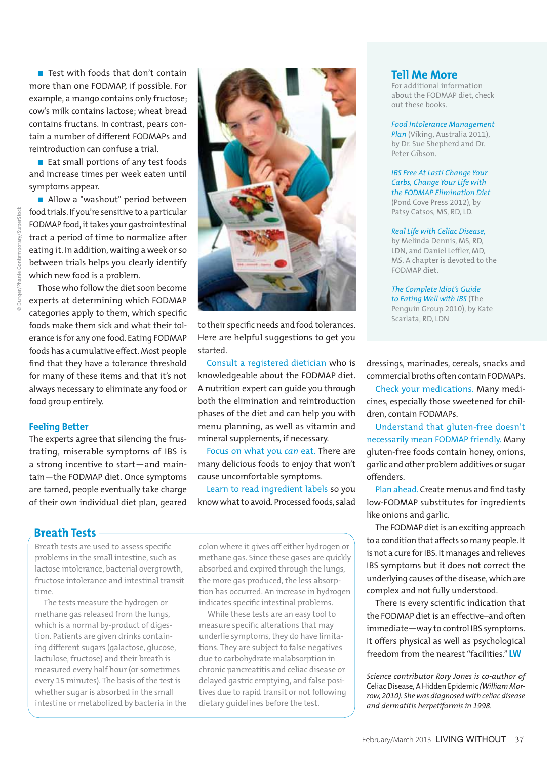- Test with foods that don't contain more than one FODMAP, if possible. For example, a mango contains only fructose; cow's milk contains lactose; wheat bread contains fructans. In contrast, pears contain a number of different FODMAPs and reintroduction can confuse a trial.
- Eat small portions of any test foods and increase times per week eaten until symptoms appear.
- Allow a "washout" period between food trials. If you're sensitive to a particular FODMAP food, it takes your gastrointestinal tract a period of time to normalize after eating it. In addition, waiting a week or so between trials helps you clearly identify which new food is a problem.

Those who follow the diet soon become experts at determining which FODMAP categories apply to them, which specific foods make them sick and what their tolerance is for any one food. Eating FODMAP foods has a cumulative effect. Most people find that they have a tolerance threshold for many of these items and that it's not always necessary to eliminate any food or food group entirely.

## Feeling Better

The experts agree that silencing the frustrating, miserable symptoms of IBS is a strong incentive to start—and maintain—the FODMAP diet. Once symptoms are tamed, people eventually take charge of their own individual diet plan, geared to their specific needs and food tolerances. Here are helpful suggestions to get you started.

Consult a registered dietician who is knowledgeable about the FODMAP diet. A nutrition expert can guide you through both the elimination and reintroduction phases of the diet and can help you with menu planning, as well as vitamin and mineral supplements, if necessary.

Focus on what you *can* eat. There are many delicious foods to enjoy that won't cause uncomfortable symptoms.

Learn to read ingredient labels so you know what to avoid. Processed foods, salad dressings, marinades, cereals, snacks and commercial broths often contain FODMAPs.

Check your medications. Many medicines, especially those sweetened for children, contain FODMAPs.

Understand that gluten-free doesn't necessarily mean FODMAP friendly. Many gluten-free foods contain honey, onions, garlic and other problem additives or sugar offenders.

Plan ahead. Create menus and find tasty low-FODMAP substitutes for ingredients like onions and garlic.

The FODMAP diet is an exciting approach to a condition that affects so many people. It is not a cure for IBS. It manages and relieves IBS symptoms but it does not correct the underlying causes of the disease, which are complex and not fully understood.

There is every scientific indication that the FODMAP diet is an effective–and often immediate—way to control IBS symptoms. It offers physical as well as psychological freedom from the nearest "facilities." **LW**

*Science contributor Rory Jones is co-author of* Celiac Disease, A Hidden Epidemic *(William Morrow, 2010). She was diagnosed with celiac disease and dermatitis herpetiformis in 1998.*

## Tell Me More

For additional information about the FODMAP diet, check out these books.

*Food Intolerance Management Plan* (Viking, Australia 2011), by Dr. Sue Shepherd and Dr. Peter Gibson.

*IBS Free At Last! Change Your Carbs, Change Your Life with the FODMAP Elimination Diet* (Pond Cove Press 2012), by Patsy Catsos, MS, RD, LD.

*Real Life with Celiac Disease,* by Melinda Dennis, MS, RD, LDN, and Daniel Leffler, MD, MS. A chapter is devoted to the FODMAP diet.

*The Complete Idiot's Guide to Eating Well with IBS* (The Penguin Group 2010), by Kate Scarlata, RD, LDN

## Breath Tests

Breath tests are used to assess specific problems in the small intestine, such as lactose intolerance, bacterial overgrowth, fructose intolerance and intestinal transit time.

The tests measure the hydrogen or methane gas released from the lungs, which is a normal by-product of digestion. Patients are given drinks containing different sugars (galactose, glucose, lactulose, fructose) and their breath is measured every half hour (or sometimes every 15 minutes). The basis of the test is whether sugar is absorbed in the small intestine or metabolized by bacteria in the colon where it gives off either hydrogen or methane gas. Since these gases are quickly absorbed and expired through the lungs, the more gas produced, the less absorption has occurred. An increase in hydrogen indicates specific intestinal problems.

While these tests are an easy tool to measure specific alterations that may underlie symptoms, they do have limitations. They are subject to false negatives due to carbohydrate malabsorption in chronic pancreatitis and celiac disease or delayed gastric emptying, and false positives due to rapid transit or not following dietary guidelines before the test.